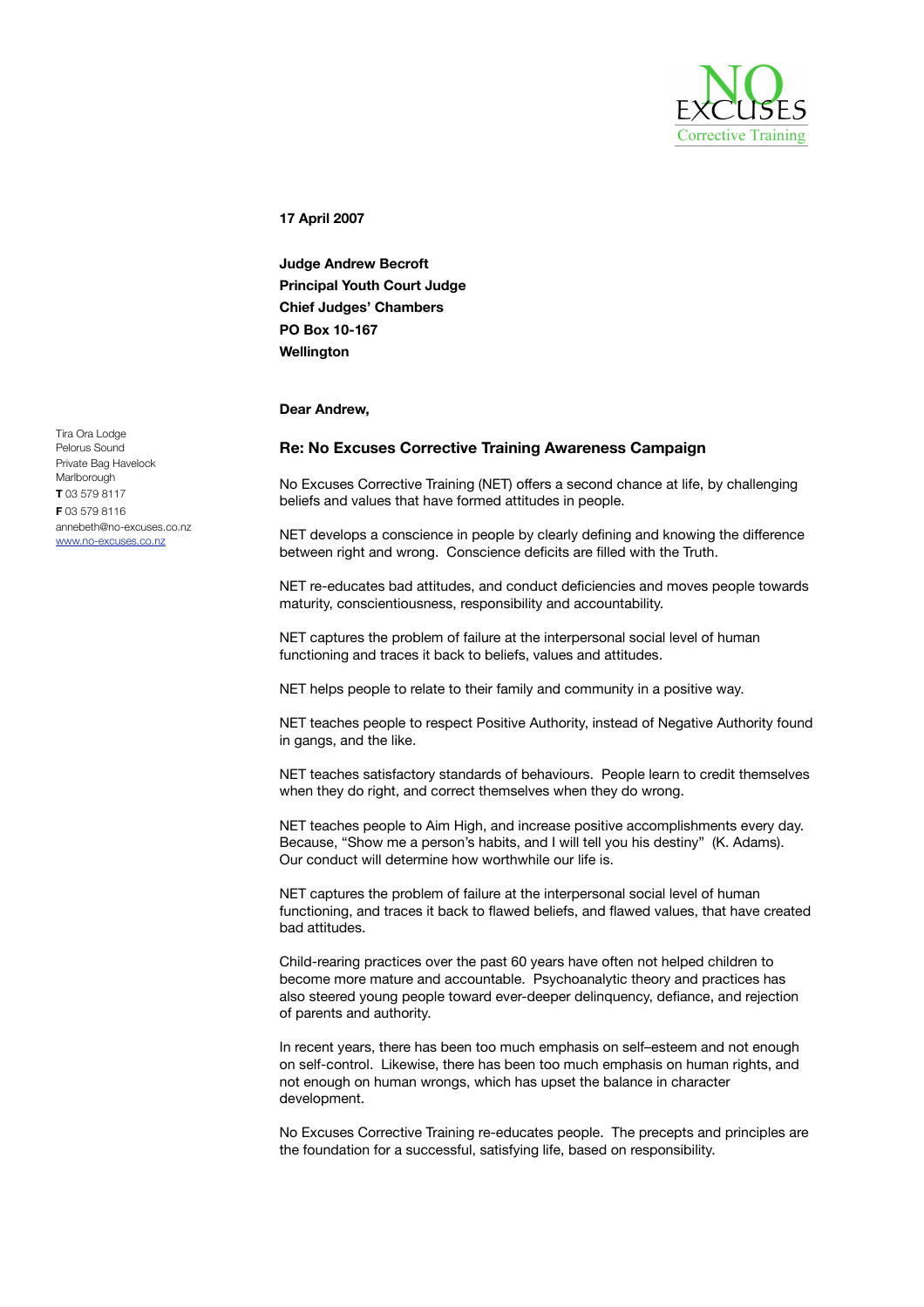NO EXCUSES
Corrective Training

**17 April 2007**

**Judge Andrew Becroft**
**Principal Youth Court Judge**
**Chief Judges' Chambers**
**PO Box 10-167**
**Wellington**

Tira Ora Lodge
Pelorus Sound
Private Bag Havelock
Marlborough
**T** 03 579 8117
**F** 03 579 8116
annebeth@no-excuses.co.nz
www.no-excuses.co.nz

**Dear Andrew,**

### Re: No Excuses Corrective Training Awareness Campaign

No Excuses Corrective Training (NET) offers a second chance at life, by challenging beliefs and values that have formed attitudes in people.

NET develops a conscience in people by clearly defining and knowing the difference between right and wrong. Conscience deficits are filled with the Truth.

NET re-educates bad attitudes, and conduct deficiencies and moves people towards maturity, conscientiousness, responsibility and accountability.

NET captures the problem of failure at the interpersonal social level of human functioning and traces it back to beliefs, values and attitudes.

NET helps people to relate to their family and community in a positive way.

NET teaches people to respect Positive Authority, instead of Negative Authority found in gangs, and the like.

NET teaches satisfactory standards of behaviours. People learn to credit themselves when they do right, and correct themselves when they do wrong.

NET teaches people to Aim High, and increase positive accomplishments every day. Because, "Show me a person's habits, and I will tell you his destiny" (K. Adams). Our conduct will determine how worthwhile our life is.

NET captures the problem of failure at the interpersonal social level of human functioning, and traces it back to flawed beliefs, and flawed values, that have created bad attitudes.

Child-rearing practices over the past 60 years have often not helped children to become more mature and accountable. Psychoanalytic theory and practices has also steered young people toward ever-deeper delinquency, defiance, and rejection of parents and authority.

In recent years, there has been too much emphasis on self–esteem and not enough on self-control. Likewise, there has been too much emphasis on human rights, and not enough on human wrongs, which has upset the balance in character development.

No Excuses Corrective Training re-educates people. The precepts and principles are the foundation for a successful, satisfying life, based on responsibility.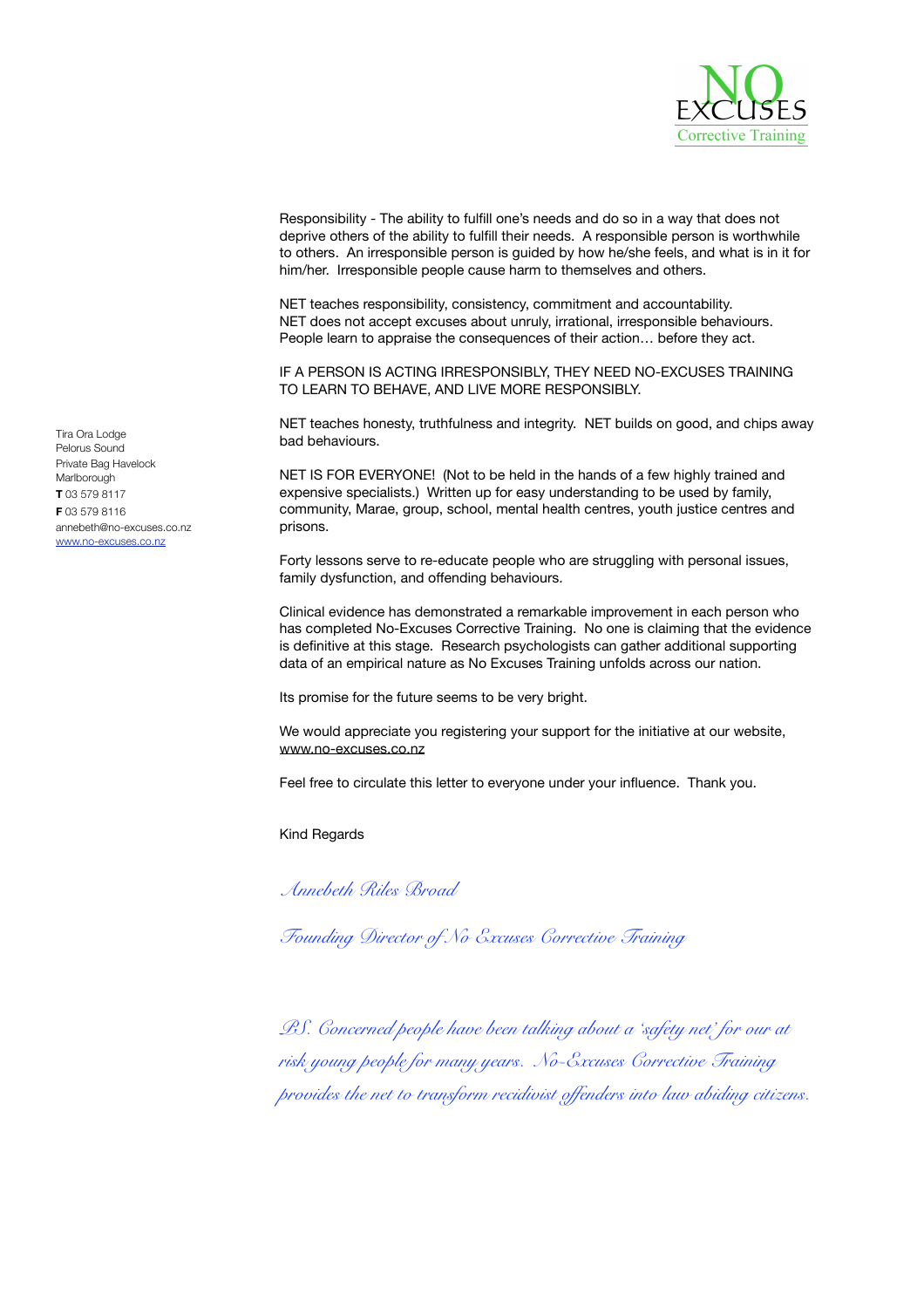NO EXCUSES
Corrective Training

Tira Ora Lodge
Pelorus Sound
Private Bag Havelock
Marlborough
**T** 03 579 8117
**F** 03 579 8116
annebeth@no-excuses.co.nz
www.no-excuses.co.nz

Responsibility - The ability to fulfill one's needs and do so in a way that does not deprive others of the ability to fulfill their needs. A responsible person is worthwhile to others. An irresponsible person is guided by how he/she feels, and what is in it for him/her. Irresponsible people cause harm to themselves and others.

NET teaches responsibility, consistency, commitment and accountability. NET does not accept excuses about unruly, irrational, irresponsible behaviours. People learn to appraise the consequences of their action… before they act.

IF A PERSON IS ACTING IRRESPONSIBLY, THEY NEED NO-EXCUSES TRAINING TO LEARN TO BEHAVE, AND LIVE MORE RESPONSIBLY.

NET teaches honesty, truthfulness and integrity. NET builds on good, and chips away bad behaviours.

NET IS FOR EVERYONE! (Not to be held in the hands of a few highly trained and expensive specialists.) Written up for easy understanding to be used by family, community, Marae, group, school, mental health centres, youth justice centres and prisons.

Forty lessons serve to re-educate people who are struggling with personal issues, family dysfunction, and offending behaviours.

Clinical evidence has demonstrated a remarkable improvement in each person who has completed No-Excuses Corrective Training. No one is claiming that the evidence is definitive at this stage. Research psychologists can gather additional supporting data of an empirical nature as No Excuses Training unfolds across our nation.

Its promise for the future seems to be very bright.

We would appreciate you registering your support for the initiative at our website, www.no-excuses.co.nz

Feel free to circulate this letter to everyone under your influence. Thank you.

Kind Regards

*Annebeth Riles Broad*

*Founding Director of No Excuses Corrective Training*

*P.S. Concerned people have been talking about a 'safety net' for our at risk young people for many years. No-Excuses Corrective Training provides the net to transform recidivist offenders into law abiding citizens.*